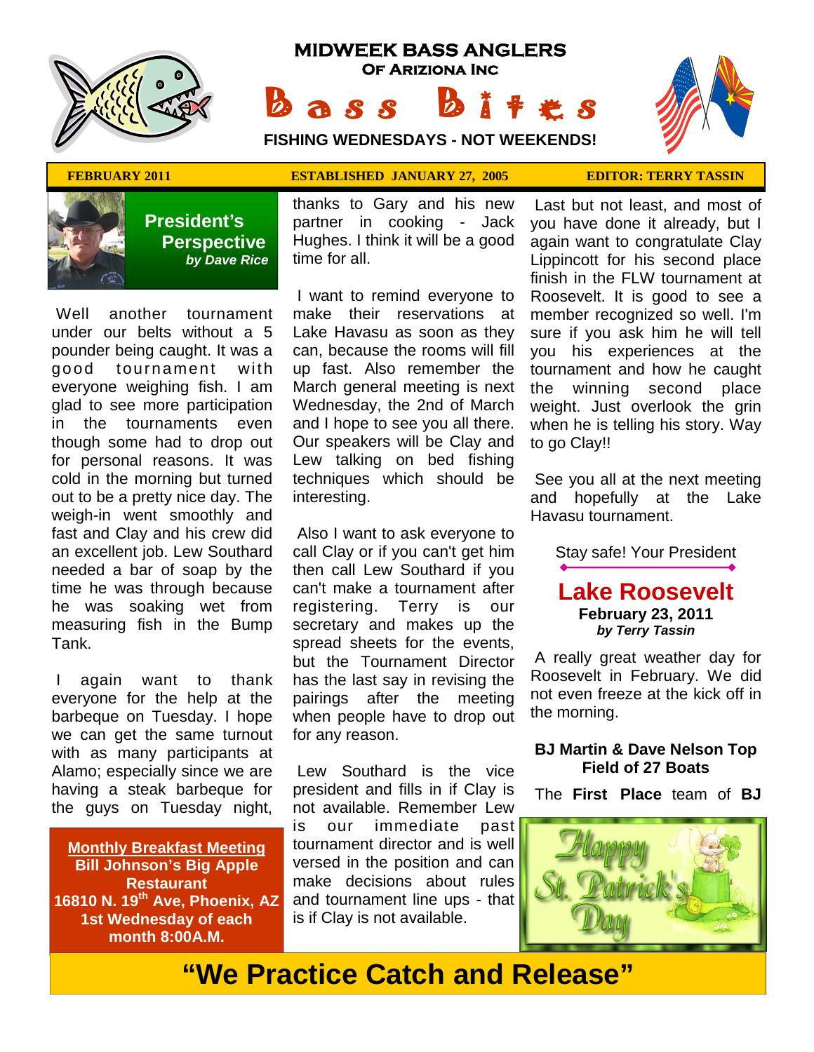# MIDWEEK BASS ANGLERS
## OF ARIZIONA INC

# Bass Bites

**FISHING WEDNESDAYS - NOT WEEKENDS!**

**FEBRUARY 2011** | **ESTABLISHED JANUARY 27, 2005** | **EDITOR: TERRY TASSIN**

## President's Perspective
*by Dave Rice*

Well another tournament under our belts without a 5 pounder being caught. It was a good tournament with everyone weighing fish. I am glad to see more participation in the tournaments even though some had to drop out for personal reasons. It was cold in the morning but turned out to be a pretty nice day. The weigh-in went smoothly and fast and Clay and his crew did an excellent job. Lew Southard needed a bar of soap by the time he was through because he was soaking wet from measuring fish in the Bump Tank.

I again want to thank everyone for the help at the barbeque on Tuesday. I hope we can get the same turnout with as many participants at Alamo; especially since we are having a steak barbeque for the guys on Tuesday night, thanks to Gary and his new partner in cooking - Jack Hughes. I think it will be a good time for all.

I want to remind everyone to make their reservations at Lake Havasu as soon as they can, because the rooms will fill up fast. Also remember the March general meeting is next Wednesday, the 2nd of March and I hope to see you all there. Our speakers will be Clay and Lew talking on bed fishing techniques which should be interesting.

Also I want to ask everyone to call Clay or if you can't get him then call Lew Southard if you can't make a tournament after registering. Terry is our secretary and makes up the spread sheets for the events, but the Tournament Director has the last say in revising the pairings after the meeting when people have to drop out for any reason.

Lew Southard is the vice president and fills in if Clay is not available. Remember Lew is our immediate past tournament director and is well versed in the position and can make decisions about rules and tournament line ups - that is if Clay is not available.

Last but not least, and most of you have done it already, but I again want to congratulate Clay Lippincott for his second place finish in the FLW tournament at Roosevelt. It is good to see a member recognized so well. I'm sure if you ask him he will tell you his experiences at the tournament and how he caught the winning second place weight. Just overlook the grin when he is telling his story. Way to go Clay!!

See you all at the next meeting and hopefully at the Lake Havasu tournament.

Stay safe! Your President

**Monthly Breakfast Meeting**
**Bill Johnson's Big Apple Restaurant**
**16810 N. 19th Ave, Phoenix, AZ**
**1st Wednesday of each month 8:00A.M.**

## Lake Roosevelt
**February 23, 2011**
*by Terry Tassin*

A really great weather day for Roosevelt in February. We did not even freeze at the kick off in the morning.

**BJ Martin & Dave Nelson Top Field of 27 Boats**

The **First Place** team of **BJ**

Happy St. Patrick's Day

**"We Practice Catch and Release"**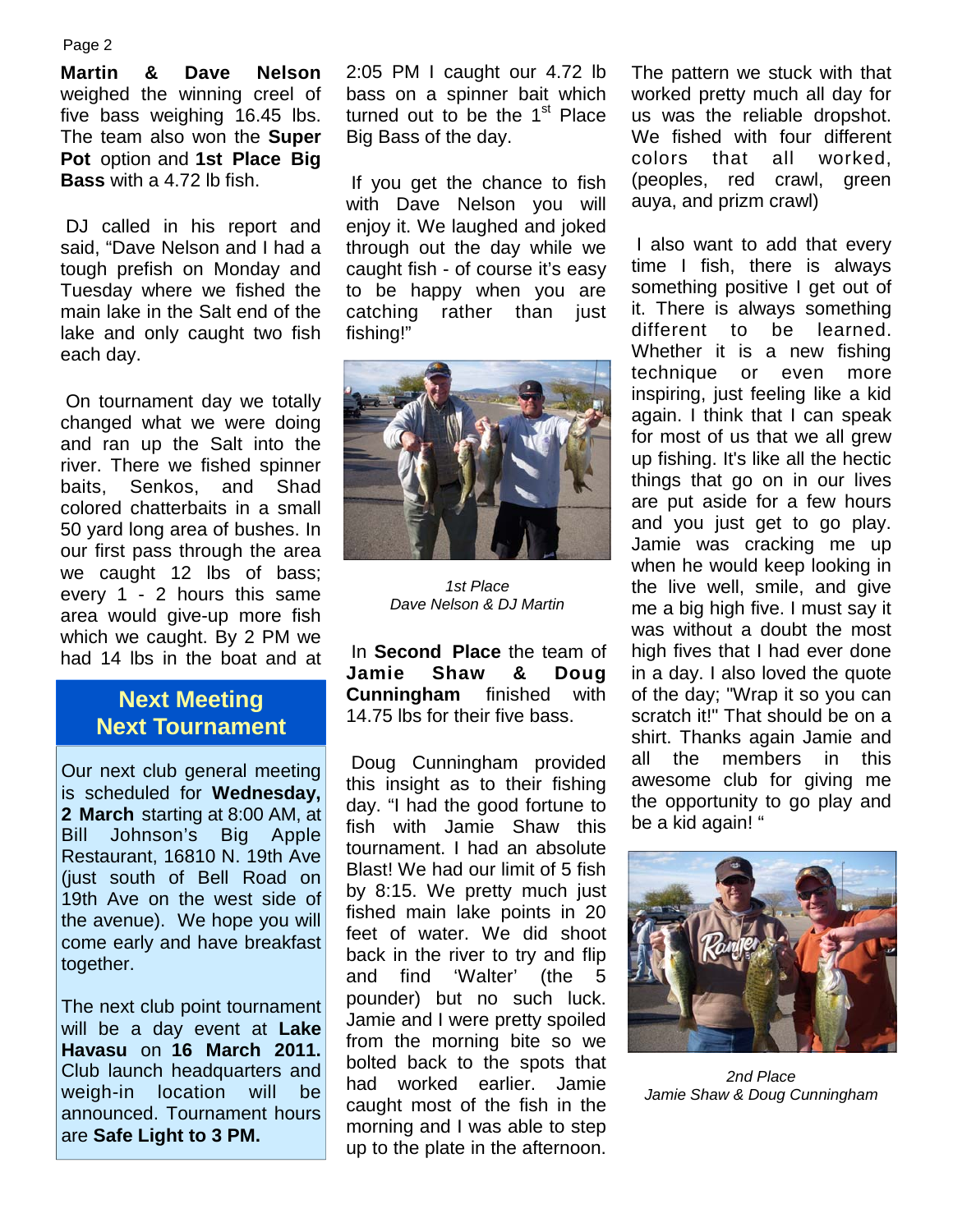**Martin & Dave Nelson** weighed the winning creel of five bass weighing 16.45 lbs. The team also won the **Super Pot** option and **1st Place Big Bass** with a 4.72 lb fish.

DJ called in his report and said, "Dave Nelson and I had a tough prefish on Monday and Tuesday where we fished the main lake in the Salt end of the lake and only caught two fish each day.

On tournament day we totally changed what we were doing and ran up the Salt into the river. There we fished spinner baits, Senkos, and Shad colored chatterbaits in a small 50 yard long area of bushes. In our first pass through the area we caught 12 lbs of bass; every 1 - 2 hours this same area would give-up more fish which we caught. By 2 PM we had 14 lbs in the boat and at 2:05 PM I caught our 4.72 lb bass on a spinner bait which turned out to be the 1st Place Big Bass of the day.

If you get the chance to fish with Dave Nelson you will enjoy it. We laughed and joked through out the day while we caught fish - of course it's easy to be happy when you are catching rather than just fishing!"

*1st Place*
*Dave Nelson & DJ Martin*

In **Second Place** the team of **Jamie Shaw & Doug Cunningham** finished with 14.75 lbs for their five bass.

Doug Cunningham provided this insight as to their fishing day. "I had the good fortune to fish with Jamie Shaw this tournament. I had an absolute Blast! We had our limit of 5 fish by 8:15. We pretty much just fished main lake points in 20 feet of water. We did shoot back in the river to try and flip and find 'Walter' (the 5 pounder) but no such luck. Jamie and I were pretty spoiled from the morning bite so we bolted back to the spots that had worked earlier. Jamie caught most of the fish in the morning and I was able to step up to the plate in the afternoon.

The pattern we stuck with that worked pretty much all day for us was the reliable dropshot. We fished with four different colors that all worked, (peoples, red crawl, green auya, and prizm crawl)

I also want to add that every time I fish, there is always something positive I get out of it. There is always something different to be learned. Whether it is a new fishing technique or even more inspiring, just feeling like a kid again. I think that I can speak for most of us that we all grew up fishing. It's like all the hectic things that go on in our lives are put aside for a few hours and you just get to go play. Jamie was cracking me up when he would keep looking in the live well, smile, and give me a big high five. I must say it was without a doubt the most high fives that I had ever done in a day. I also loved the quote of the day; "Wrap it so you can scratch it!" That should be on a shirt. Thanks again Jamie and all the members in this awesome club for giving me the opportunity to go play and be a kid again! "

*2nd Place*
*Jamie Shaw & Doug Cunningham*

## Next Meeting Next Tournament

Our next club general meeting is scheduled for **Wednesday, 2 March** starting at 8:00 AM, at Bill Johnson's Big Apple Restaurant, 16810 N. 19th Ave (just south of Bell Road on 19th Ave on the west side of the avenue). We hope you will come early and have breakfast together.

The next club point tournament will be a day event at **Lake Havasu** on **16 March 2011.** Club launch headquarters and weigh-in location will be announced. Tournament hours are **Safe Light to 3 PM.**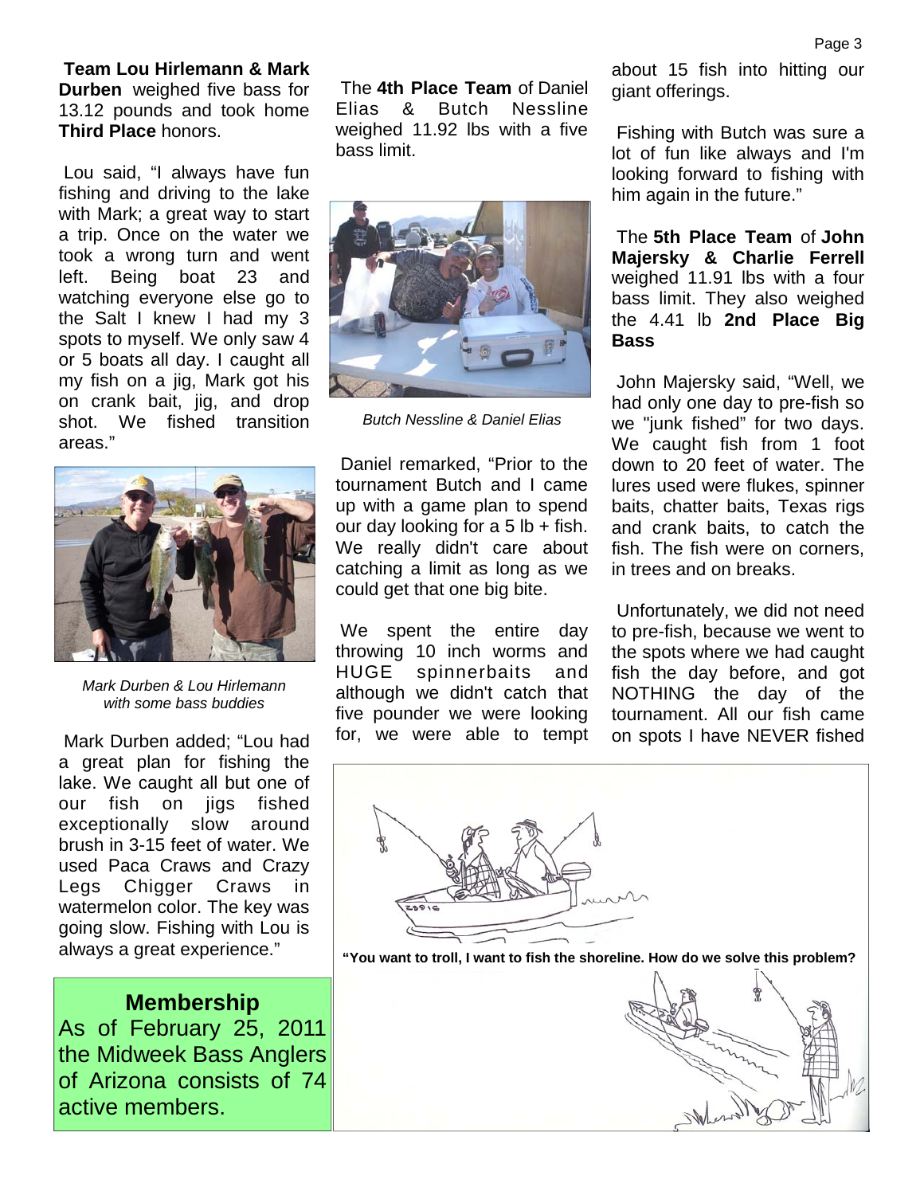**Team Lou Hirlemann & Mark Durben** weighed five bass for 13.12 pounds and took home **Third Place** honors.

Lou said, "I always have fun fishing and driving to the lake with Mark; a great way to start a trip. Once on the water we took a wrong turn and went left. Being boat 23 and watching everyone else go to the Salt I knew I had my 3 spots to myself. We only saw 4 or 5 boats all day. I caught all my fish on a jig, Mark got his on crank bait, jig, and drop shot. We fished transition areas."

*Mark Durben & Lou Hirlemann with some bass buddies*

Mark Durben added; "Lou had a great plan for fishing the lake. We caught all but one of our fish on jigs fished exceptionally slow around brush in 3-15 feet of water. We used Paca Craws and Crazy Legs Chigger Craws in watermelon color. The key was going slow. Fishing with Lou is always a great experience."

## Membership

As of February 25, 2011 the Midweek Bass Anglers of Arizona consists of 74 active members.

The **4th Place Team** of Daniel Elias & Butch Nessline weighed 11.92 lbs with a five bass limit.

*Butch Nessline & Daniel Elias*

Daniel remarked, "Prior to the tournament Butch and I came up with a game plan to spend our day looking for a 5 lb + fish. We really didn't care about catching a limit as long as we could get that one big bite.

We spent the entire day throwing 10 inch worms and HUGE spinnerbaits and although we didn't catch that five pounder we were looking for, we were able to tempt about 15 fish into hitting our giant offerings.

Fishing with Butch was sure a lot of fun like always and I'm looking forward to fishing with him again in the future."

The **5th Place Team** of **John Majersky & Charlie Ferrell** weighed 11.91 lbs with a four bass limit. They also weighed the 4.41 lb **2nd Place Big Bass**

John Majersky said, "Well, we had only one day to pre-fish so we "junk fished" for two days. We caught fish from 1 foot down to 20 feet of water. The lures used were flukes, spinner baits, chatter baits, Texas rigs and crank baits, to catch the fish. The fish were on corners, in trees and on breaks.

Unfortunately, we did not need to pre-fish, because we went to the spots where we had caught fish the day before, and got NOTHING the day of the tournament. All our fish came on spots I have NEVER fished

**"You want to troll, I want to fish the shoreline. How do we solve this problem?**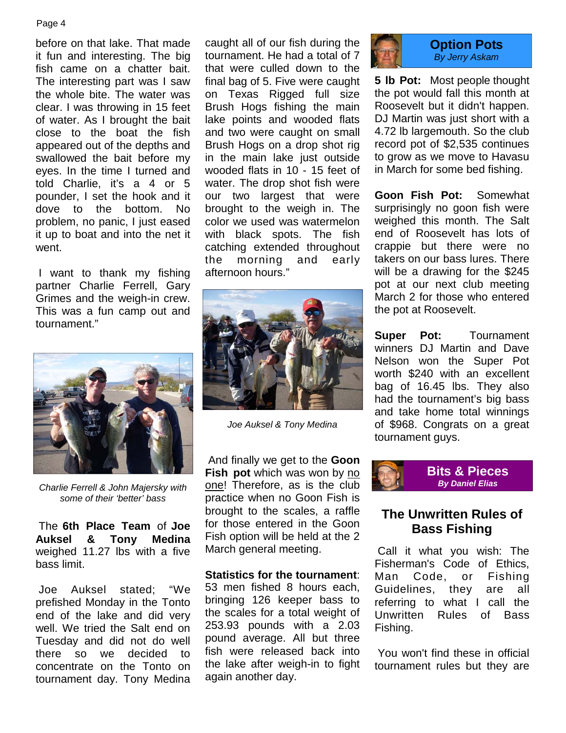before on that lake. That made it fun and interesting. The big fish came on a chatter bait. The interesting part was I saw the whole bite. The water was clear. I was throwing in 15 feet of water. As I brought the bait close to the boat the fish appeared out of the depths and swallowed the bait before my eyes. In the time I turned and told Charlie, it's a 4 or 5 pounder, I set the hook and it dove to the bottom. No problem, no panic, I just eased it up to boat and into the net it went.

I want to thank my fishing partner Charlie Ferrell, Gary Grimes and the weigh-in crew. This was a fun camp out and tournament."

*Charlie Ferrell & John Majersky with some of their 'better' bass*

The **6th Place Team** of **Joe Auksel & Tony Medina** weighed 11.27 lbs with a five bass limit.

Joe Auksel stated; "We prefished Monday in the Tonto end of the lake and did very well. We tried the Salt end on Tuesday and did not do well there so we decided to concentrate on the Tonto on tournament day. Tony Medina caught all of our fish during the tournament. He had a total of 7 that were culled down to the final bag of 5. Five were caught on Texas Rigged full size Brush Hogs fishing the main lake points and wooded flats and two were caught on small Brush Hogs on a drop shot rig in the main lake just outside wooded flats in 10 - 15 feet of water. The drop shot fish were our two largest that were brought to the weigh in. The color we used was watermelon with black spots. The fish catching extended throughout the morning and early afternoon hours."

*Joe Auksel & Tony Medina*

And finally we get to the **Goon Fish pot** which was won by no one! Therefore, as is the club practice when no Goon Fish is brought to the scales, a raffle for those entered in the Goon Fish option will be held at the 2 March general meeting.

**Statistics for the tournament**: 53 men fished 8 hours each, bringing 126 keeper bass to the scales for a total weight of 253.93 pounds with a 2.03 pound average. All but three fish were released back into the lake after weigh-in to fight again another day.

## Option Pots
*By Jerry Askam*

**5 lb Pot:** Most people thought the pot would fall this month at Roosevelt but it didn't happen. DJ Martin was just short with a 4.72 lb largemouth. So the club record pot of $2,535 continues to grow as we move to Havasu in March for some bed fishing.

**Goon Fish Pot:** Somewhat surprisingly no goon fish were weighed this month. The Salt end of Roosevelt has lots of crappie but there were no takers on our bass lures. There will be a drawing for the $245 pot at our next club meeting March 2 for those who entered the pot at Roosevelt.

**Super Pot:** Tournament winners DJ Martin and Dave Nelson won the Super Pot worth $240 with an excellent bag of 16.45 lbs. They also had the tournament's big bass and take home total winnings of $968. Congrats on a great tournament guys.

## Bits & Pieces
***By Daniel Elias***

## The Unwritten Rules of Bass Fishing

Call it what you wish: The Fisherman's Code of Ethics, Man Code, or Fishing Guidelines, they are all referring to what I call the Unwritten Rules of Bass Fishing.

You won't find these in official tournament rules but they are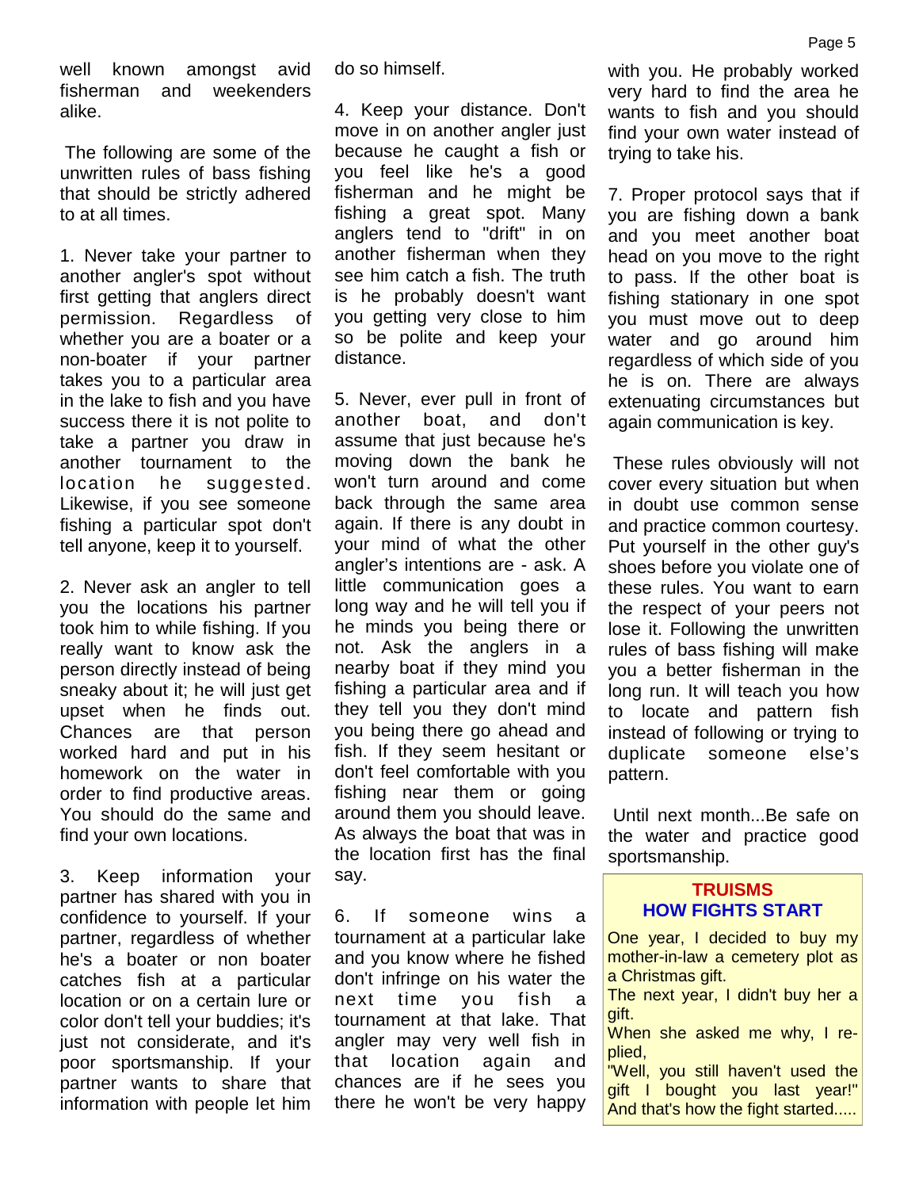well known amongst avid fisherman and weekenders alike.

The following are some of the unwritten rules of bass fishing that should be strictly adhered to at all times.

1. Never take your partner to another angler's spot without first getting that anglers direct permission. Regardless of whether you are a boater or a non-boater if your partner takes you to a particular area in the lake to fish and you have success there it is not polite to take a partner you draw in another tournament to the location he suggested. Likewise, if you see someone fishing a particular spot don't tell anyone, keep it to yourself.

2. Never ask an angler to tell you the locations his partner took him to while fishing. If you really want to know ask the person directly instead of being sneaky about it; he will just get upset when he finds out. Chances are that person worked hard and put in his homework on the water in order to find productive areas. You should do the same and find your own locations.

3. Keep information your partner has shared with you in confidence to yourself. If your partner, regardless of whether he's a boater or non boater catches fish at a particular location or on a certain lure or color don't tell your buddies; it's just not considerate, and it's poor sportsmanship. If your partner wants to share that information with people let him do so himself.

4. Keep your distance. Don't move in on another angler just because he caught a fish or you feel like he's a good fisherman and he might be fishing a great spot. Many anglers tend to "drift" in on another fisherman when they see him catch a fish. The truth is he probably doesn't want you getting very close to him so be polite and keep your distance.

5. Never, ever pull in front of another boat, and don't assume that just because he's moving down the bank he won't turn around and come back through the same area again. If there is any doubt in your mind of what the other angler's intentions are - ask. A little communication goes a long way and he will tell you if he minds you being there or not. Ask the anglers in a nearby boat if they mind you fishing a particular area and if they tell you they don't mind you being there go ahead and fish. If they seem hesitant or don't feel comfortable with you fishing near them or going around them you should leave. As always the boat that was in the location first has the final say.

6. If someone wins a tournament at a particular lake and you know where he fished don't infringe on his water the next time you fish a tournament at that lake. That angler may very well fish in that location again and chances are if he sees you there he won't be very happy with you. He probably worked very hard to find the area he wants to fish and you should find your own water instead of trying to take his.

7. Proper protocol says that if you are fishing down a bank and you meet another boat head on you move to the right to pass. If the other boat is fishing stationary in one spot you must move out to deep water and go around him regardless of which side of you he is on. There are always extenuating circumstances but again communication is key.

These rules obviously will not cover every situation but when in doubt use common sense and practice common courtesy. Put yourself in the other guy's shoes before you violate one of these rules. You want to earn the respect of your peers not lose it. Following the unwritten rules of bass fishing will make you a better fisherman in the long run. It will teach you how to locate and pattern fish instead of following or trying to duplicate someone else's pattern.

Until next month...Be safe on the water and practice good sportsmanship.

## TRUISMS
## HOW FIGHTS START

One year, I decided to buy my mother-in-law a cemetery plot as a Christmas gift.
The next year, I didn't buy her a gift.
When she asked me why, I replied,
"Well, you still haven't used the gift I bought you last year!"
And that's how the fight started.....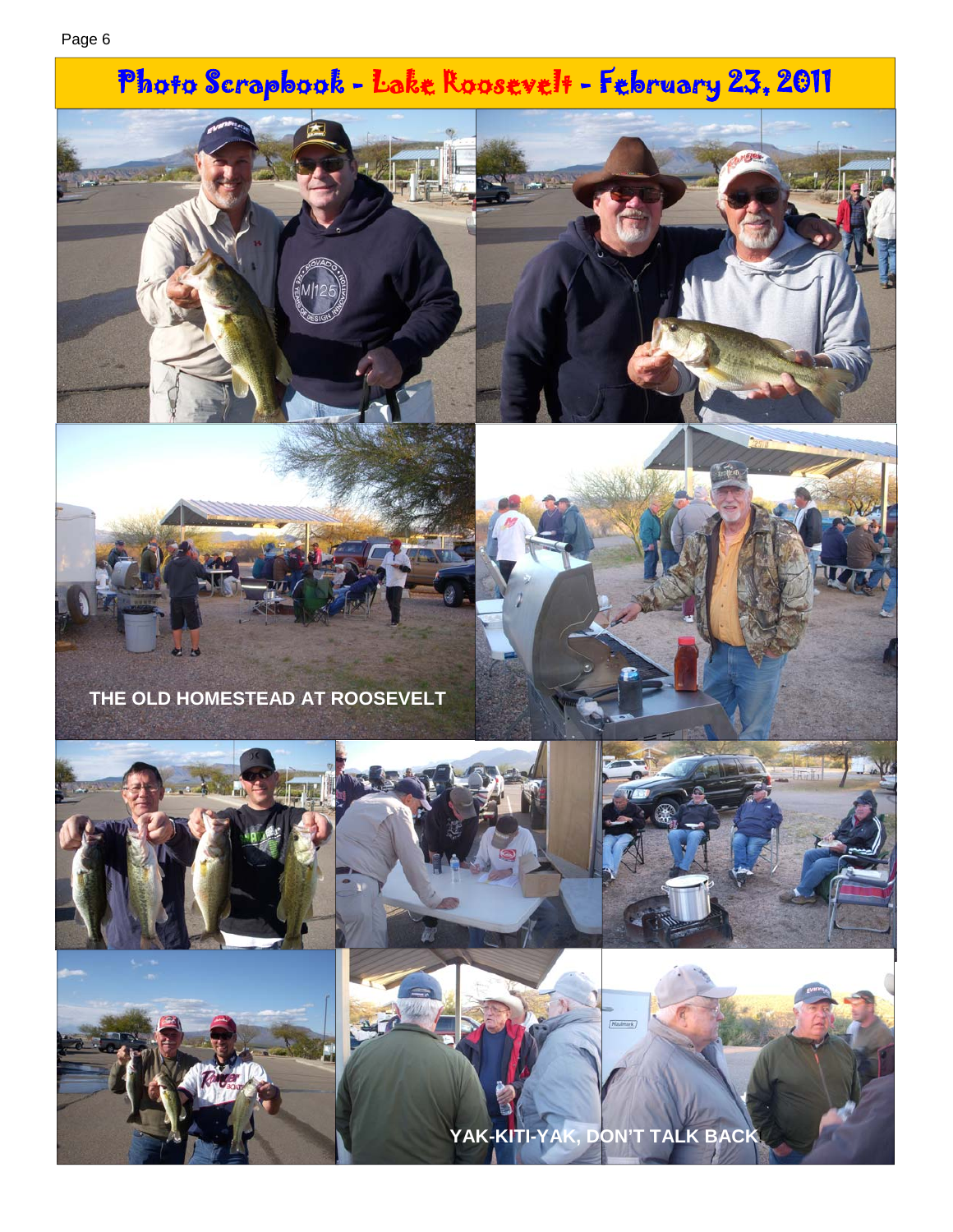# Photo Scrapbook - Lake Roosevelt - February 23, 2011

THE OLD HOMESTEAD AT ROOSEVELT

YAK-KITI-YAK, DON'T TALK BACK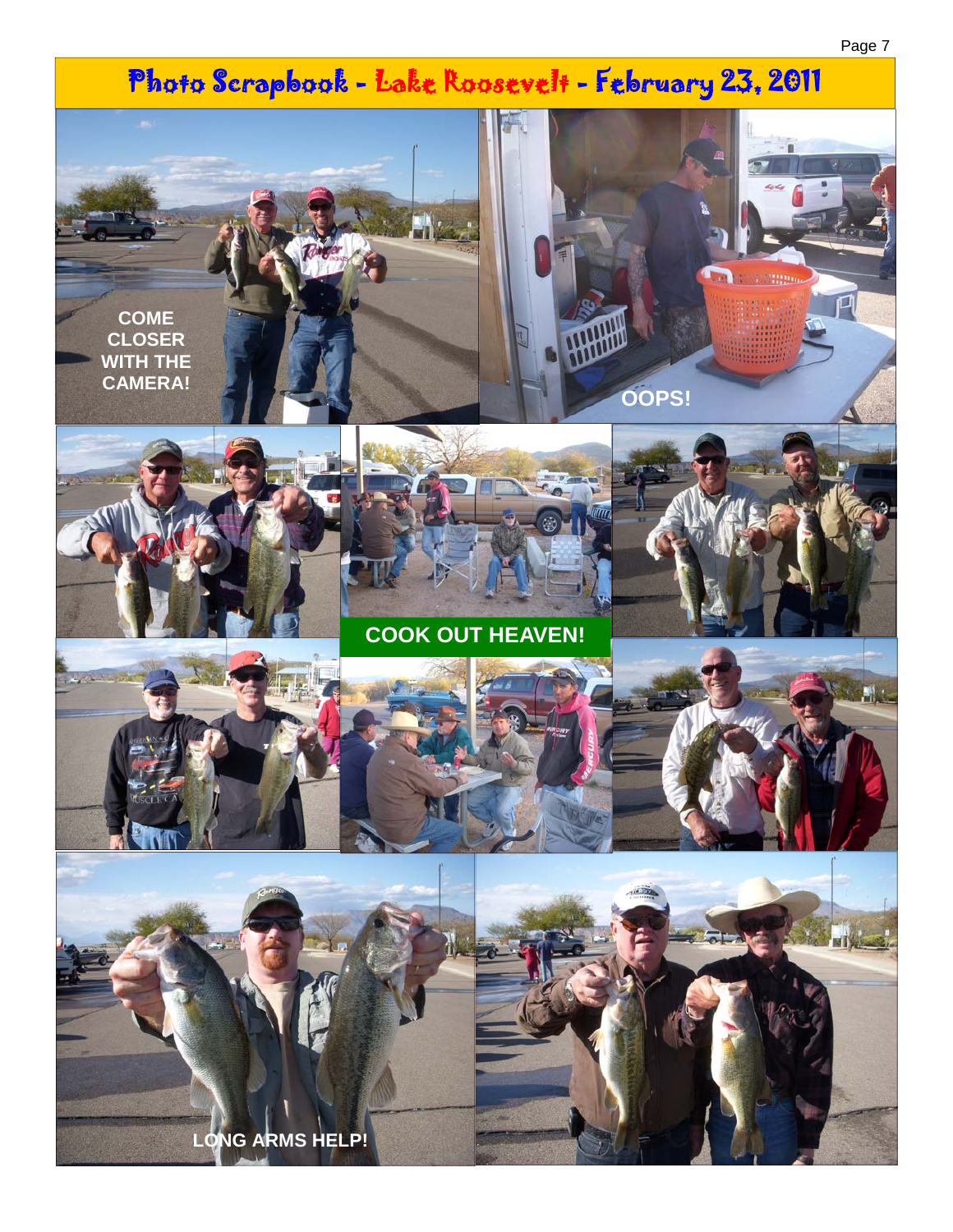# Photo Scrapbook - Lake Roosevelt - February 23, 2011

COME CLOSER WITH THE CAMERA!

OOPS!

COOK OUT HEAVEN!

LONG ARMS HELP!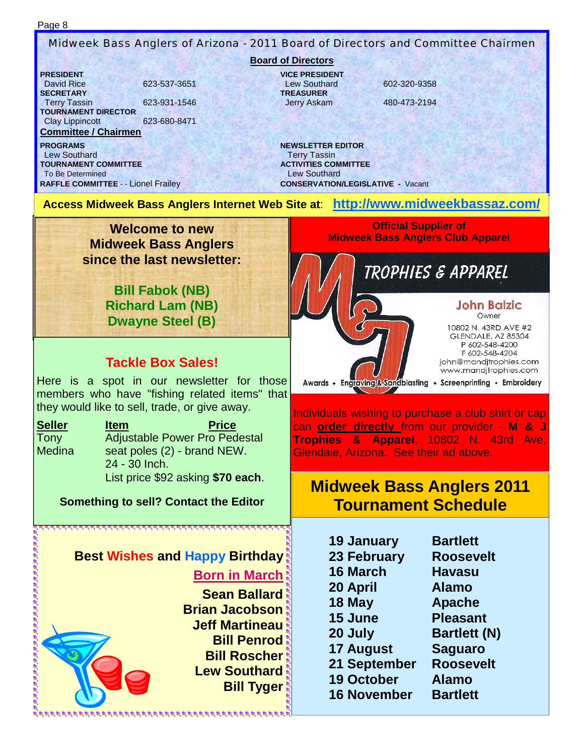## Midweek Bass Anglers of Arizona - 2011 Board of Directors and Committee Chairmen

### Board of Directors

| | | | |
|---|---|---|---|
| **PRESIDENT** | | **VICE PRESIDENT** | |
| David Rice | 623-537-3651 | Lew Southard | 602-320-9358 |
| **SECRETARY** | | **TREASURER** | |
| Terry Tassin | 623-931-1546 | Jerry Askam | 480-473-2194 |
| **TOURNAMENT DIRECTOR** | | | |
| Clay Lippincott | 623-680-8471 | | |

### Committee / Chairmen

**PROGRAMS**
Lew Southard

**TOURNAMENT COMMITTEE**
To Be Determined

**RAFFLE COMMITTEE** - - Lionel Frailey

**NEWSLETTER EDITOR**
Terry Tassin

**ACTIVITIES COMMITTEE**
Lew Southard

**CONSERVATION/LEGISLATIVE** - Vacant

**Access Midweek Bass Anglers Internet Web Site at**: **http://www.midweekbassaz.com/**

## Welcome to new Midweek Bass Anglers since the last newsletter:

**Bill Fabok (NB)**
**Richard Lam (NB)**
**Dwayne Steel (B)**

## Tackle Box Sales!

Here is a spot in our newsletter for those members who have "fishing related items" that they would like to sell, trade, or give away.

| Seller | Item | Price |
|---|---|---|
| Tony Medina | Adjustable Power Pro Pedestal seat poles (2) - brand NEW. 24 - 30 Inch. | List price $92 asking **$70 each**. |

**Something to sell? Contact the Editor**

## Best Wishes and Happy Birthday

**Born in March**

**Sean Ballard**
**Brian Jacobson**
**Jeff Martineau**
**Bill Penrod**
**Bill Roscher**
**Lew Southard**
**Bill Tyger**

**Official Supplier of Midweek Bass Anglers Club Apparel**

TROPHIES & APPAREL

John Balzic
Owner
10802 N. 43RD AVE #2
GLENDALE, AZ 85304
P 602-548-4200
F 602-548-4204
john@mandjtrophies.com
www.mandjtrophies.com

Awards • Engraving & Sandblasting • Screenprinting • Embroidery

Individuals wishing to purchase a club shirt or cap can **order directly** from our provider - **M & J Trophies & Apparel**, 10802 N. 43rd Ave, Glendale, Arizona. See their ad above.

## Midweek Bass Anglers 2011 Tournament Schedule

| | |
|---|---|
| 19 January | Bartlett |
| 23 February | Roosevelt |
| 16 March | Havasu |
| 20 April | Alamo |
| 18 May | Apache |
| 15 June | Pleasant |
| 20 July | Bartlett (N) |
| 17 August | Saguaro |
| 21 September | Roosevelt |
| 19 October | Alamo |
| 16 November | Bartlett |